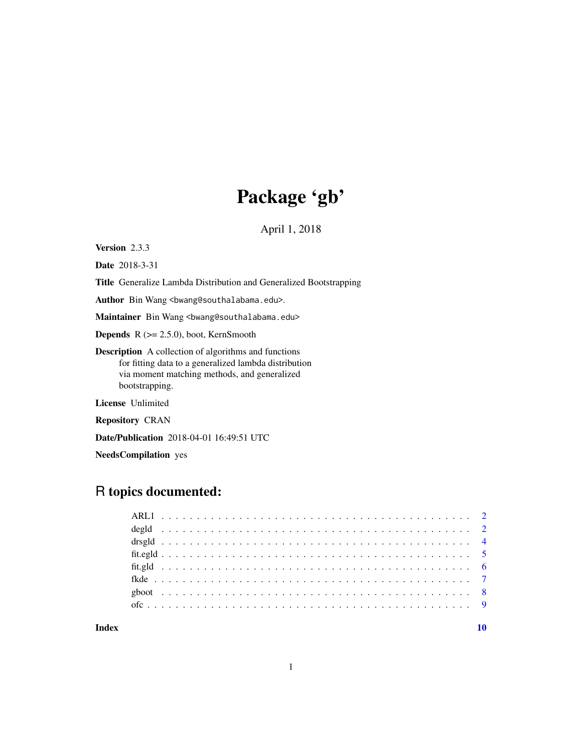# Package 'gb'

April 1, 2018

**Version** 2.3.3

**Date** 2018-3-31

**Title** Generalize Lambda Distribution and Generalized Bootstrapping

**Author** Bin Wang <bwang@southalabama.edu>.

**Maintainer** Bin Wang <bwang@southalabama.edu>

**Depends** R (>= 2.5.0), boot, KernSmooth

**Description** A collection of algorithms and functions for fitting data to a generalized lambda distribution via moment matching methods, and generalized bootstrapping.

**License** Unlimited

**Repository** CRAN

**Date/Publication** 2018-04-01 16:49:51 UTC

**NeedsCompilation** yes

## R topics documented:

| | |
|---|---|
| ARL1 | 2 |
| degld | 2 |
| drsgld | 4 |
| fit.egld | 5 |
| fit.gld | 6 |
| fkde | 7 |
| gboot | 8 |
| ofc | 9 |
| **Index** | **10** |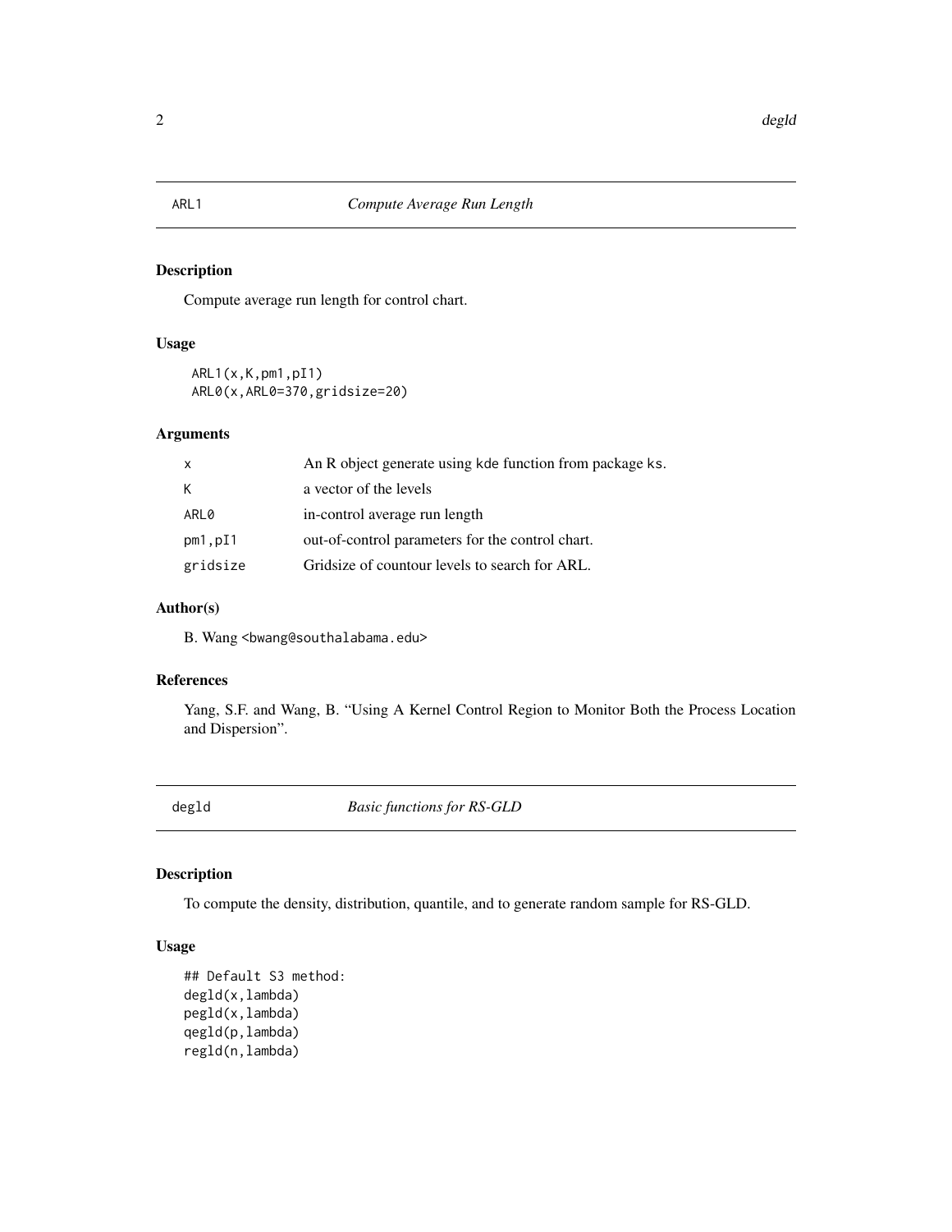## ARL1 — *Compute Average Run Length*

### Description

Compute average run length for control chart.

### Usage

```
ARL1(x,K,pm1,pI1)
ARL0(x,ARL0=370,gridsize=20)
```

### Arguments

| | |
|---|---|
| x | An R object generate using kde function from package ks. |
| K | a vector of the levels |
| ARL0 | in-control average run length |
| pm1,pI1 | out-of-control parameters for the control chart. |
| gridsize | Gridsize of countour levels to search for ARL. |

### Author(s)

B. Wang <bwang@southalabama.edu>

### References

Yang, S.F. and Wang, B. "Using A Kernel Control Region to Monitor Both the Process Location and Dispersion".

## degld — *Basic functions for RS-GLD*

### Description

To compute the density, distribution, quantile, and to generate random sample for RS-GLD.

### Usage

```
## Default S3 method:
degld(x,lambda)
pegld(x,lambda)
qegld(p,lambda)
regld(n,lambda)
```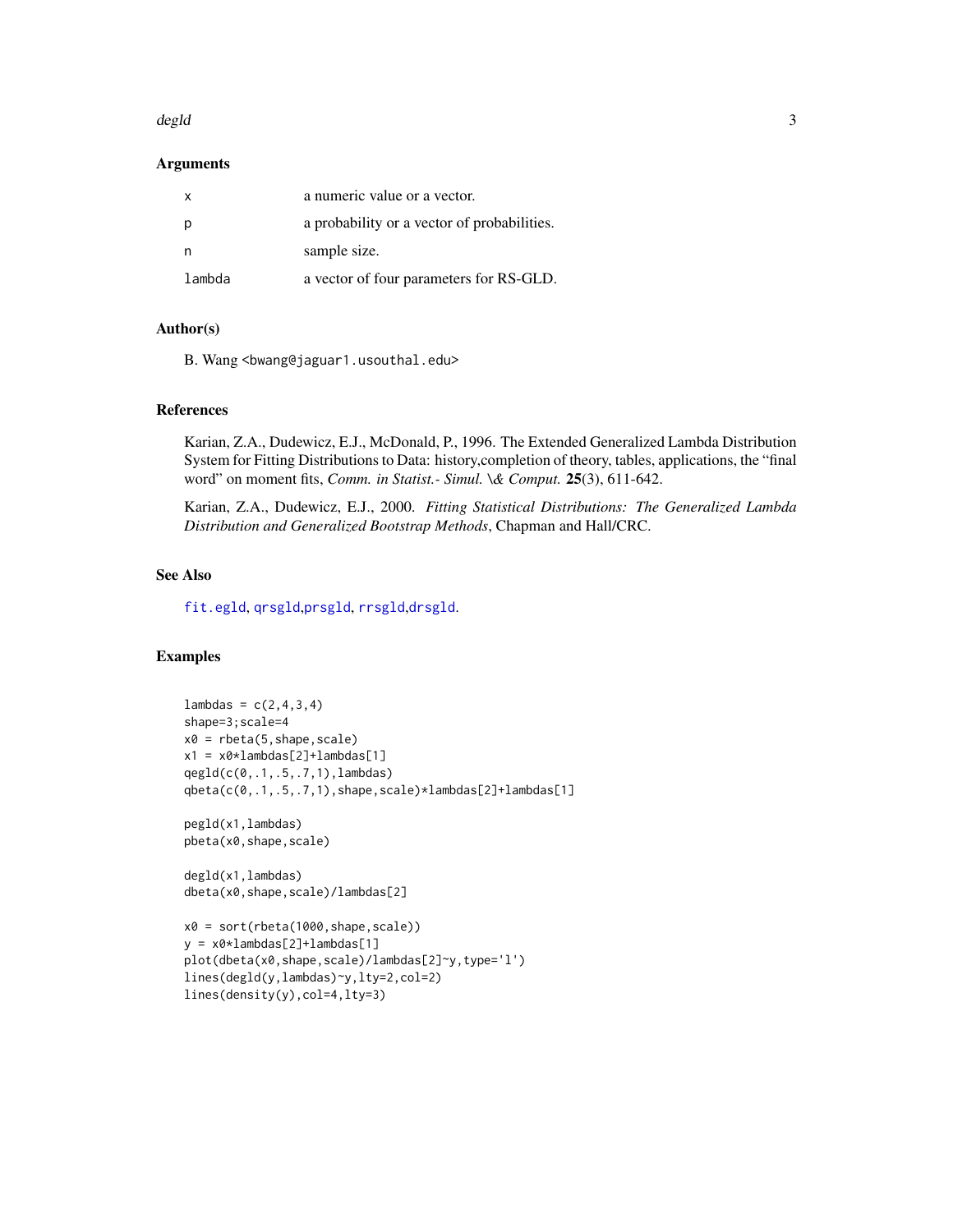## Arguments

| | |
|---|---|
| x | a numeric value or a vector. |
| p | a probability or a vector of probabilities. |
| n | sample size. |
| lambda | a vector of four parameters for RS-GLD. |

## Author(s)

B. Wang <bwang@jaguar1.usouthal.edu>

## References

Karian, Z.A., Dudewicz, E.J., McDonald, P., 1996. The Extended Generalized Lambda Distribution System for Fitting Distributions to Data: history,completion of theory, tables, applications, the "final word" on moment fits, *Comm. in Statist.- Simul. \& Comput.* **25**(3), 611-642.

Karian, Z.A., Dudewicz, E.J., 2000. *Fitting Statistical Distributions: The Generalized Lambda Distribution and Generalized Bootstrap Methods*, Chapman and Hall/CRC.

## See Also

fit.egld, qrsgld,prsgld, rrsgld,drsgld.

## Examples

```
lambdas = c(2,4,3,4)
shape=3;scale=4
x0 = rbeta(5,shape,scale)
x1 = x0*lambdas[2]+lambdas[1]
qegld(c(0,.1,.5,.7,1),lambdas)
qbeta(c(0,.1,.5,.7,1),shape,scale)*lambdas[2]+lambdas[1]

pegld(x1,lambdas)
pbeta(x0,shape,scale)

degld(x1,lambdas)
dbeta(x0,shape,scale)/lambdas[2]

x0 = sort(rbeta(1000,shape,scale))
y = x0*lambdas[2]+lambdas[1]
plot(dbeta(x0,shape,scale)/lambdas[2]~y,type='l')
lines(degld(y,lambdas)~y,lty=2,col=2)
lines(density(y),col=4,lty=3)
```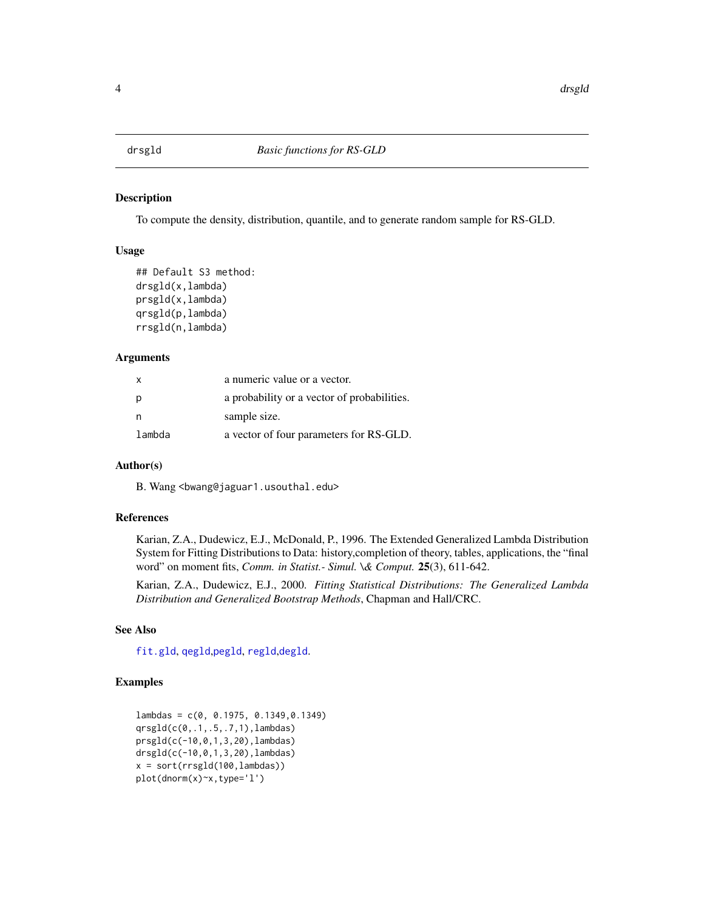# drsgld — *Basic functions for RS-GLD*

## Description

To compute the density, distribution, quantile, and to generate random sample for RS-GLD.

## Usage

```
## Default S3 method:
drsgld(x,lambda)
prsgld(x,lambda)
qrsgld(p,lambda)
rrsgld(n,lambda)
```

## Arguments

| | |
|---|---|
| x | a numeric value or a vector. |
| p | a probability or a vector of probabilities. |
| n | sample size. |
| lambda | a vector of four parameters for RS-GLD. |

## Author(s)

B. Wang <bwang@jaguar1.usouthal.edu>

## References

Karian, Z.A., Dudewicz, E.J., McDonald, P., 1996. The Extended Generalized Lambda Distribution System for Fitting Distributions to Data: history,completion of theory, tables, applications, the "final word" on moment fits, *Comm. in Statist.- Simul. \& Comput.* **25**(3), 611-642.

Karian, Z.A., Dudewicz, E.J., 2000. *Fitting Statistical Distributions: The Generalized Lambda Distribution and Generalized Bootstrap Methods*, Chapman and Hall/CRC.

## See Also

fit.gld, qegld,pegld, regld,degld.

## Examples

```
lambdas = c(0, 0.1975, 0.1349,0.1349)
qrsgld(c(0,.1,.5,.7,1),lambdas)
prsgld(c(-10,0,1,3,20),lambdas)
drsgld(c(-10,0,1,3,20),lambdas)
x = sort(rrsgld(100,lambdas))
plot(dnorm(x)~x,type='l')
```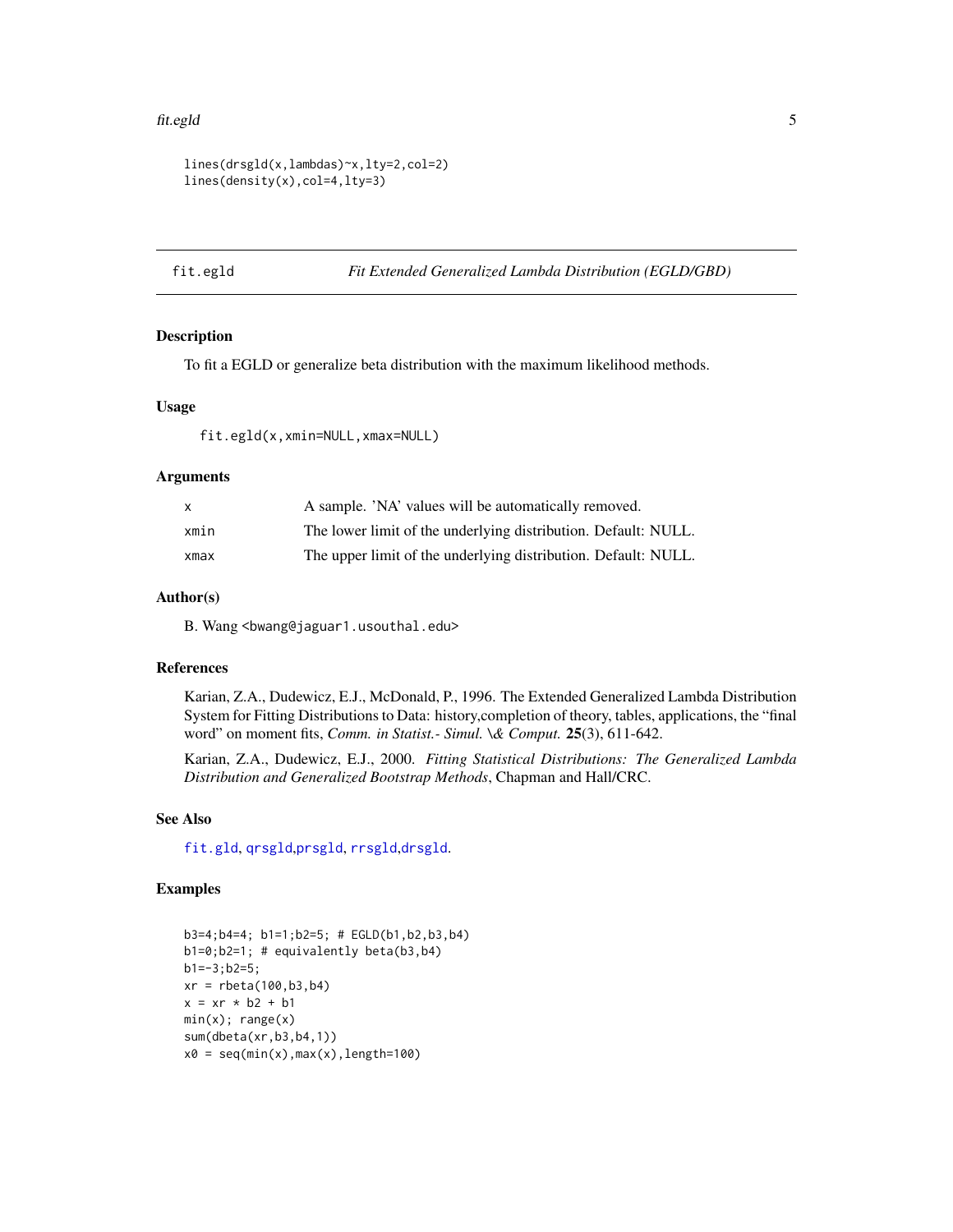```
lines(drsgld(x,lambdas)~x,lty=2,col=2)
lines(density(x),col=4,lty=3)
```

## fit.egld — *Fit Extended Generalized Lambda Distribution (EGLD/GBD)*

### Description

To fit a EGLD or generalize beta distribution with the maximum likelihood methods.

### Usage

```
fit.egld(x,xmin=NULL,xmax=NULL)
```

### Arguments

| | |
|---|---|
| x | A sample. 'NA' values will be automatically removed. |
| xmin | The lower limit of the underlying distribution. Default: NULL. |
| xmax | The upper limit of the underlying distribution. Default: NULL. |

### Author(s)

B. Wang <bwang@jaguar1.usouthal.edu>

### References

Karian, Z.A., Dudewicz, E.J., McDonald, P., 1996. The Extended Generalized Lambda Distribution System for Fitting Distributions to Data: history,completion of theory, tables, applications, the "final word" on moment fits, *Comm. in Statist.- Simul. \& Comput.* **25**(3), 611-642.

Karian, Z.A., Dudewicz, E.J., 2000. *Fitting Statistical Distributions: The Generalized Lambda Distribution and Generalized Bootstrap Methods*, Chapman and Hall/CRC.

### See Also

fit.gld, qrsgld,prsgld, rrsgld,drsgld.

### Examples

```
b3=4;b4=4; b1=1;b2=5; # EGLD(b1,b2,b3,b4)
b1=0;b2=1; # equivalently beta(b3,b4)
b1=-3;b2=5;
xr = rbeta(100,b3,b4)
x = xr * b2 + b1
min(x); range(x)
sum(dbeta(xr,b3,b4,1))
x0 = seq(min(x),max(x),length=100)
```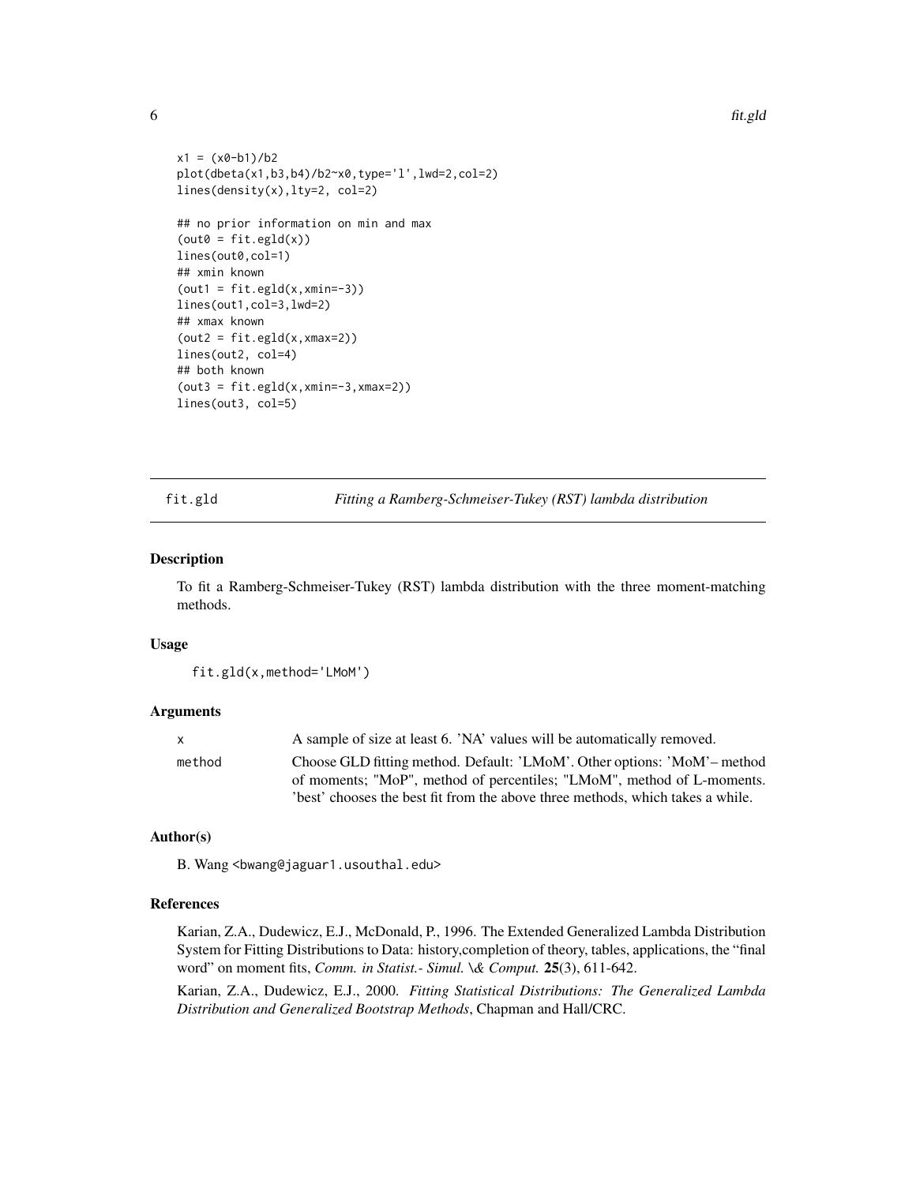```
x1 = (x0-b1)/b2
plot(dbeta(x1,b3,b4)/b2~x0,type='l',lwd=2,col=2)
lines(density(x),lty=2, col=2)

## no prior information on min and max
(out0 = fit.egld(x))
lines(out0,col=1)
## xmin known
(out1 = fit.egld(x,xmin=-3))
lines(out1,col=3,lwd=2)
## xmax known
(out2 = fit.egld(x,xmax=2))
lines(out2, col=4)
## both known
(out3 = fit.egld(x,xmin=-3,xmax=2))
lines(out3, col=5)
```

---

## fit.gld — *Fitting a Ramberg-Schmeiser-Tukey (RST) lambda distribution*

---

### Description

To fit a Ramberg-Schmeiser-Tukey (RST) lambda distribution with the three moment-matching methods.

### Usage

```
fit.gld(x,method='LMoM')
```

### Arguments

| | |
|---|---|
| x | A sample of size at least 6. 'NA' values will be automatically removed. |
| method | Choose GLD fitting method. Default: 'LMoM'. Other options: 'MoM'– method of moments; "MoP", method of percentiles; "LMoM", method of L-moments. 'best' chooses the best fit from the above three methods, which takes a while. |

### Author(s)

B. Wang <bwang@jaguar1.usouthal.edu>

### References

Karian, Z.A., Dudewicz, E.J., McDonald, P., 1996. The Extended Generalized Lambda Distribution System for Fitting Distributions to Data: history,completion of theory, tables, applications, the "final word" on moment fits, *Comm. in Statist.- Simul. \& Comput.* **25**(3), 611-642.

Karian, Z.A., Dudewicz, E.J., 2000. *Fitting Statistical Distributions: The Generalized Lambda Distribution and Generalized Bootstrap Methods*, Chapman and Hall/CRC.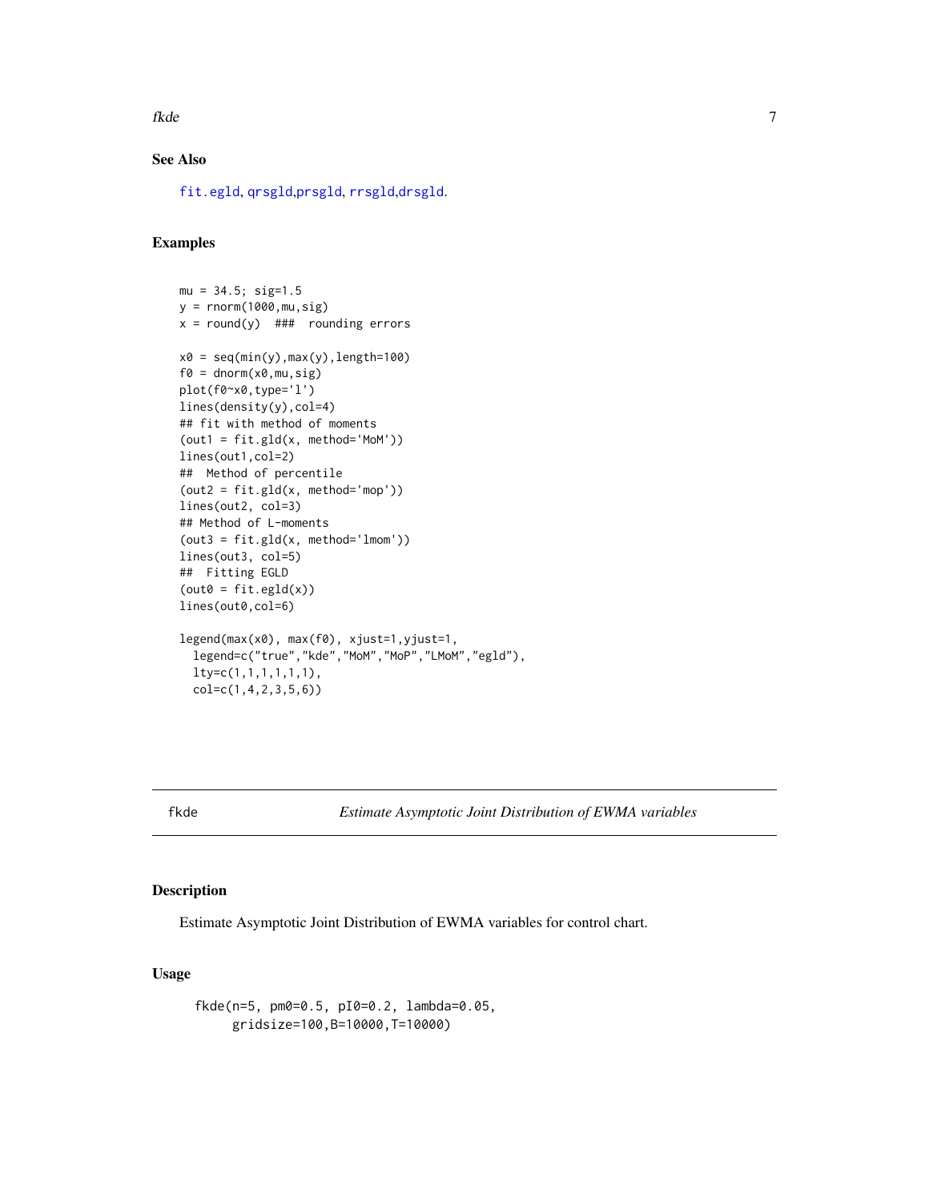## See Also

fit.egld, qrsgld,prsgld, rrsgld,drsgld.

## Examples

```
mu = 34.5; sig=1.5
y = rnorm(1000,mu,sig)
x = round(y)  ###  rounding errors

x0 = seq(min(y),max(y),length=100)
f0 = dnorm(x0,mu,sig)
plot(f0~x0,type='l')
lines(density(y),col=4)
## fit with method of moments
(out1 = fit.gld(x, method='MoM'))
lines(out1,col=2)
##  Method of percentile
(out2 = fit.gld(x, method='mop'))
lines(out2, col=3)
## Method of L-moments
(out3 = fit.gld(x, method='lmom'))
lines(out3, col=5)
##  Fitting EGLD
(out0 = fit.egld(x))
lines(out0,col=6)

legend(max(x0), max(f0), xjust=1,yjust=1,
  legend=c("true","kde","MoM","MoP","LMoM","egld"),
  lty=c(1,1,1,1,1,1),
  col=c(1,4,2,3,5,6))
```

---

# fkde — *Estimate Asymptotic Joint Distribution of EWMA variables*

## Description

Estimate Asymptotic Joint Distribution of EWMA variables for control chart.

## Usage

```
fkde(n=5, pm0=0.5, pI0=0.2, lambda=0.05,
     gridsize=100,B=10000,T=10000)
```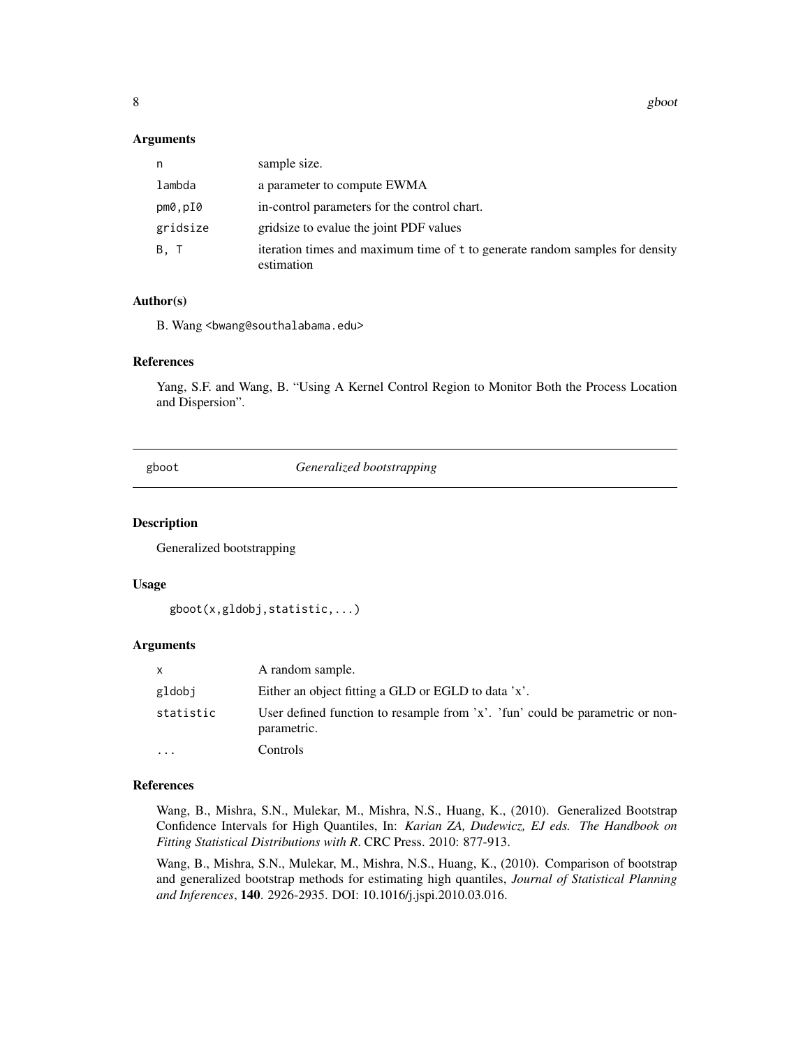## Arguments

| | |
|---|---|
| n | sample size. |
| lambda | a parameter to compute EWMA |
| pm0,pI0 | in-control parameters for the control chart. |
| gridsize | gridsize to evalue the joint PDF values |
| B, T | iteration times and maximum time of t to generate random samples for density estimation |

## Author(s)

B. Wang <bwang@southalabama.edu>

## References

Yang, S.F. and Wang, B. "Using A Kernel Control Region to Monitor Both the Process Location and Dispersion".

---

# gboot — *Generalized bootstrapping*

---

## Description

Generalized bootstrapping

## Usage

```
gboot(x,gldobj,statistic,...)
```

## Arguments

| | |
|---|---|
| x | A random sample. |
| gldobj | Either an object fitting a GLD or EGLD to data 'x'. |
| statistic | User defined function to resample from 'x'. 'fun' could be parametric or non-parametric. |
| ... | Controls |

## References

Wang, B., Mishra, S.N., Mulekar, M., Mishra, N.S., Huang, K., (2010). Generalized Bootstrap Confidence Intervals for High Quantiles, In: *Karian ZA, Dudewicz, EJ eds. The Handbook on Fitting Statistical Distributions with R*. CRC Press. 2010: 877-913.

Wang, B., Mishra, S.N., Mulekar, M., Mishra, N.S., Huang, K., (2010). Comparison of bootstrap and generalized bootstrap methods for estimating high quantiles, *Journal of Statistical Planning and Inferences*, **140**. 2926-2935. DOI: 10.1016/j.jspi.2010.03.016.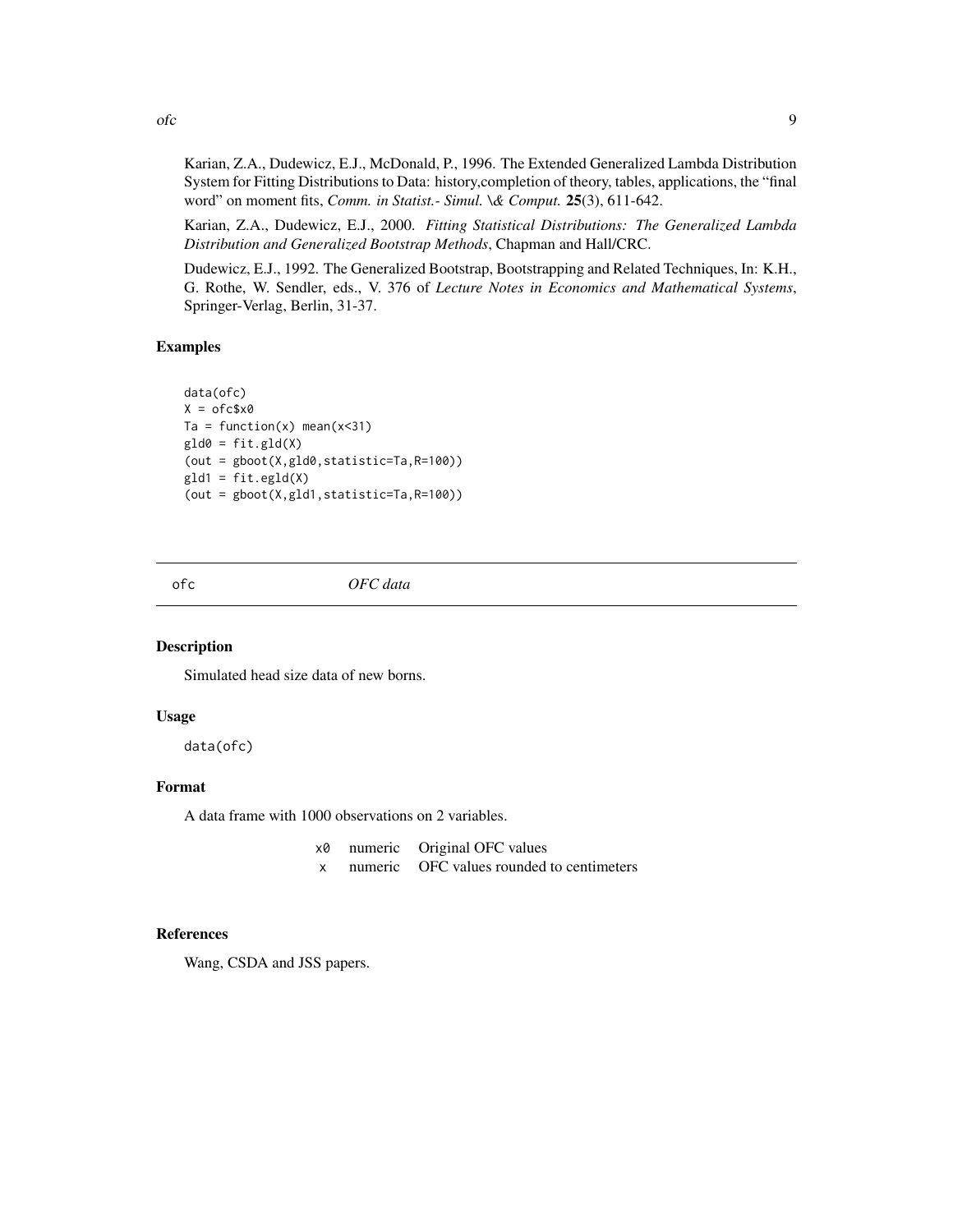Karian, Z.A., Dudewicz, E.J., McDonald, P., 1996. The Extended Generalized Lambda Distribution System for Fitting Distributions to Data: history,completion of theory, tables, applications, the "final word" on moment fits, *Comm. in Statist.- Simul. \& Comput.* **25**(3), 611-642.

Karian, Z.A., Dudewicz, E.J., 2000. *Fitting Statistical Distributions: The Generalized Lambda Distribution and Generalized Bootstrap Methods*, Chapman and Hall/CRC.

Dudewicz, E.J., 1992. The Generalized Bootstrap, Bootstrapping and Related Techniques, In: K.H., G. Rothe, W. Sendler, eds., V. 376 of *Lecture Notes in Economics and Mathematical Systems*, Springer-Verlag, Berlin, 31-37.

### Examples

```
data(ofc)
X = ofc$x0
Ta = function(x) mean(x<31)
gld0 = fit.gld(X)
(out = gboot(X,gld0,statistic=Ta,R=100))
gld1 = fit.egld(X)
(out = gboot(X,gld1,statistic=Ta,R=100))
```

---

## ofc *OFC data*

---

### Description

Simulated head size data of new borns.

### Usage

```
data(ofc)
```

### Format

A data frame with 1000 observations on 2 variables.

| | | |
|---|---|---|
| x0 | numeric | Original OFC values |
| x | numeric | OFC values rounded to centimeters |

### References

Wang, CSDA and JSS papers.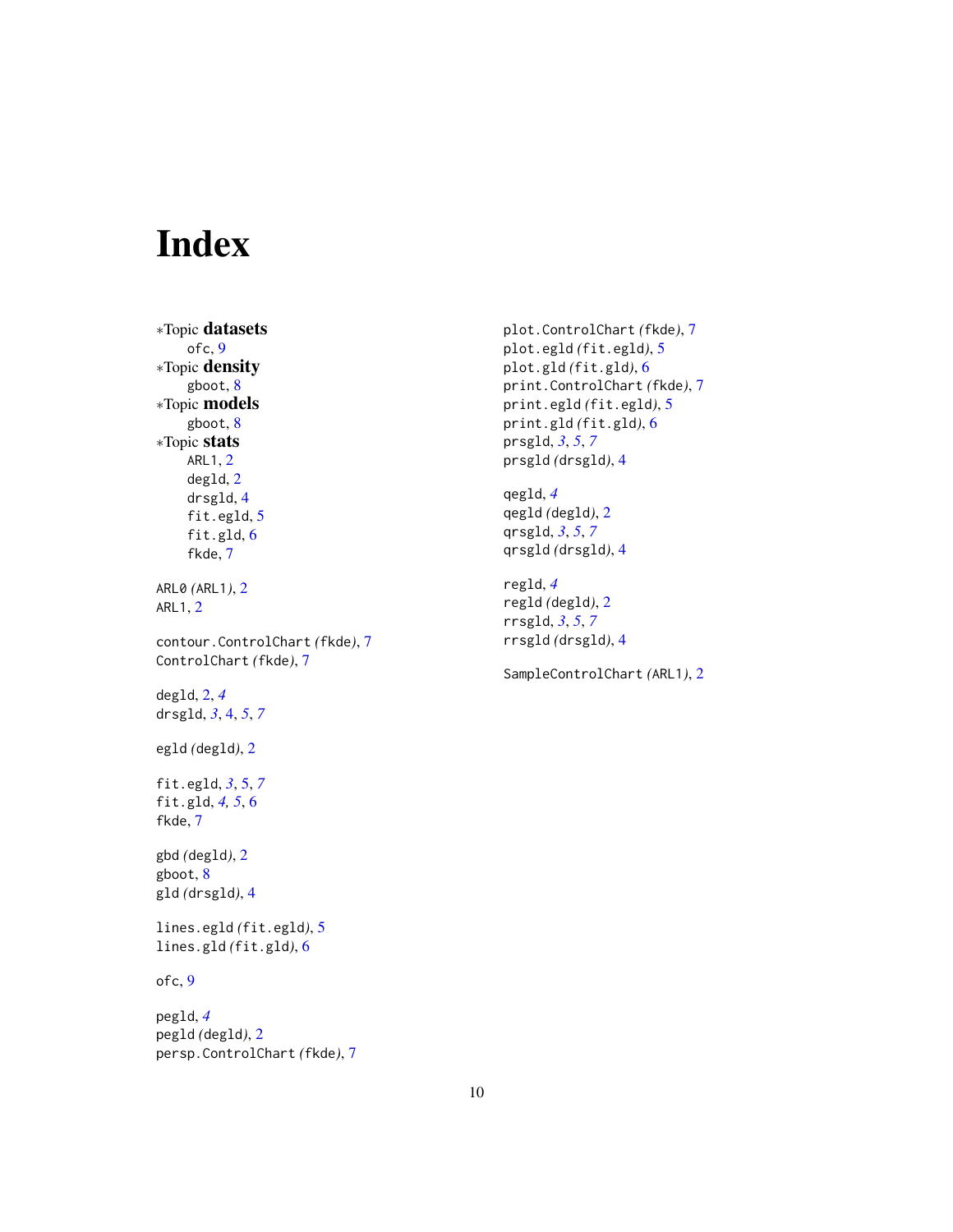# Index

∗Topic **datasets**
- ofc, 9

∗Topic **density**
- gboot, 8

∗Topic **models**
- gboot, 8

∗Topic **stats**
- ARL1, 2
- degld, 2
- drsgld, 4
- fit.egld, 5
- fit.gld, 6
- fkde, 7

ARL0 *(*ARL1*)*, 2
ARL1, 2

contour.ControlChart *(*fkde*)*, 7
ControlChart *(*fkde*)*, 7

degld, 2, *4*
drsgld, *3*, 4, *5*, *7*

egld *(*degld*)*, 2

fit.egld, *3*, 5, *7*
fit.gld, *4*, *5*, 6
fkde, 7

gbd *(*degld*)*, 2
gboot, 8
gld *(*drsgld*)*, 4

lines.egld *(*fit.egld*)*, 5
lines.gld *(*fit.gld*)*, 6

ofc, 9

pegld, *4*
pegld *(*degld*)*, 2
persp.ControlChart *(*fkde*)*, 7
plot.ControlChart *(*fkde*)*, 7
plot.egld *(*fit.egld*)*, 5
plot.gld *(*fit.gld*)*, 6
print.ControlChart *(*fkde*)*, 7
print.egld *(*fit.egld*)*, 5
print.gld *(*fit.gld*)*, 6
prsgld, *3*, *5*, *7*
prsgld *(*drsgld*)*, 4

qegld, *4*
qegld *(*degld*)*, 2
qrsgld, *3*, *5*, *7*
qrsgld *(*drsgld*)*, 4

regld, *4*
regld *(*degld*)*, 2
rrsgld, *3*, *5*, *7*
rrsgld *(*drsgld*)*, 4

SampleControlChart *(*ARL1*)*, 2